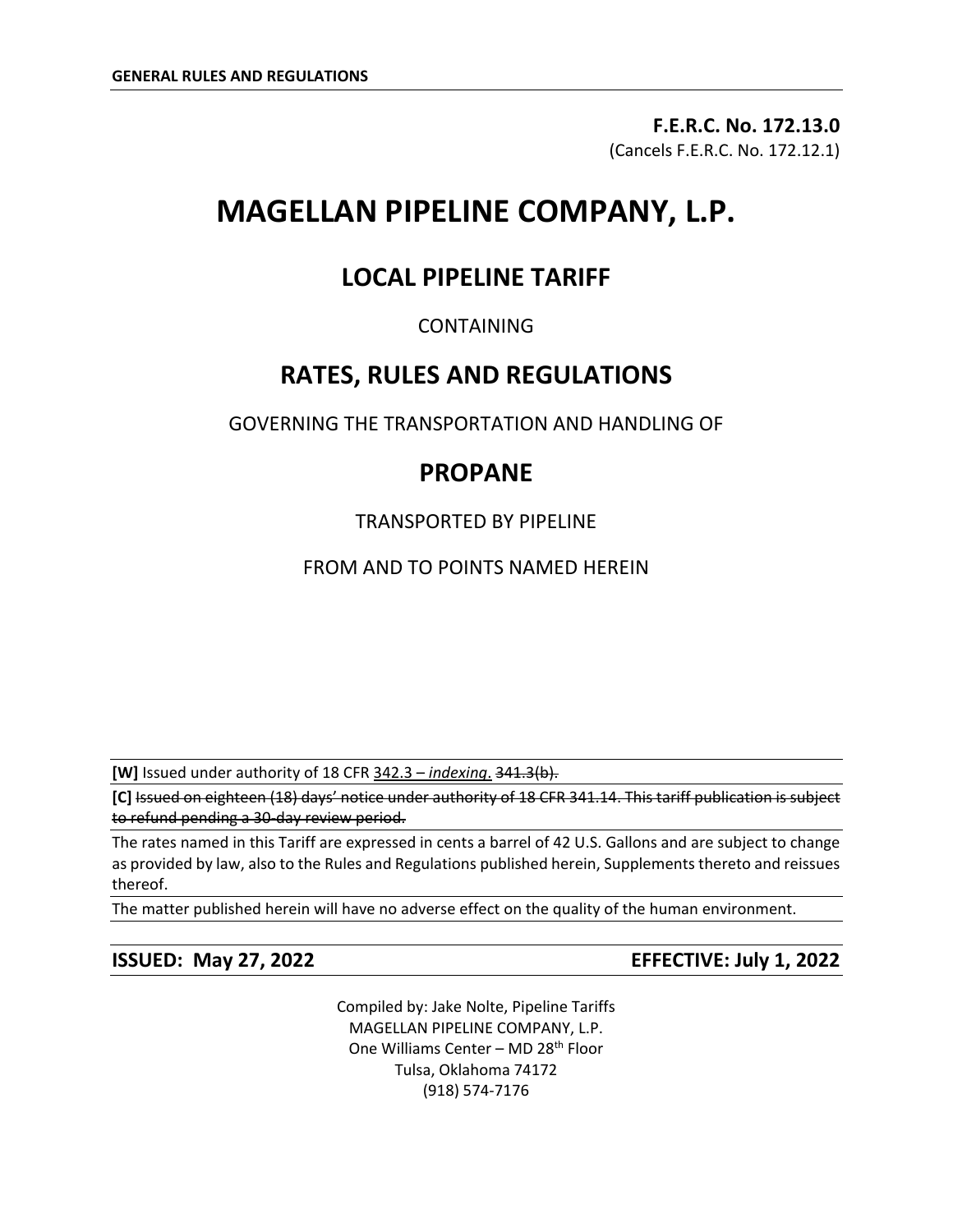**F.E.R.C. No. 172.13.0**
(Cancels F.E.R.C. No. 172.12.1)

# MAGELLAN PIPELINE COMPANY, L.P.

## LOCAL PIPELINE TARIFF

CONTAINING

## RATES, RULES AND REGULATIONS

GOVERNING THE TRANSPORTATION AND HANDLING OF

## PROPANE

TRANSPORTED BY PIPELINE

FROM AND TO POINTS NAMED HEREIN

**[W]** Issued under authority of 18 CFR <u>342.3 – *indexing*.</u> ~~341.3(b).~~

**[C]** ~~Issued on eighteen (18) days' notice under authority of 18 CFR 341.14. This tariff publication is subject to refund pending a 30-day review period.~~

The rates named in this Tariff are expressed in cents a barrel of 42 U.S. Gallons and are subject to change as provided by law, also to the Rules and Regulations published herein, Supplements thereto and reissues thereof.

The matter published herein will have no adverse effect on the quality of the human environment.

**ISSUED: May 27, 2022** **EFFECTIVE: July 1, 2022**

Compiled by: Jake Nolte, Pipeline Tariffs
MAGELLAN PIPELINE COMPANY, L.P.
One Williams Center – MD 28th Floor
Tulsa, Oklahoma 74172
(918) 574-7176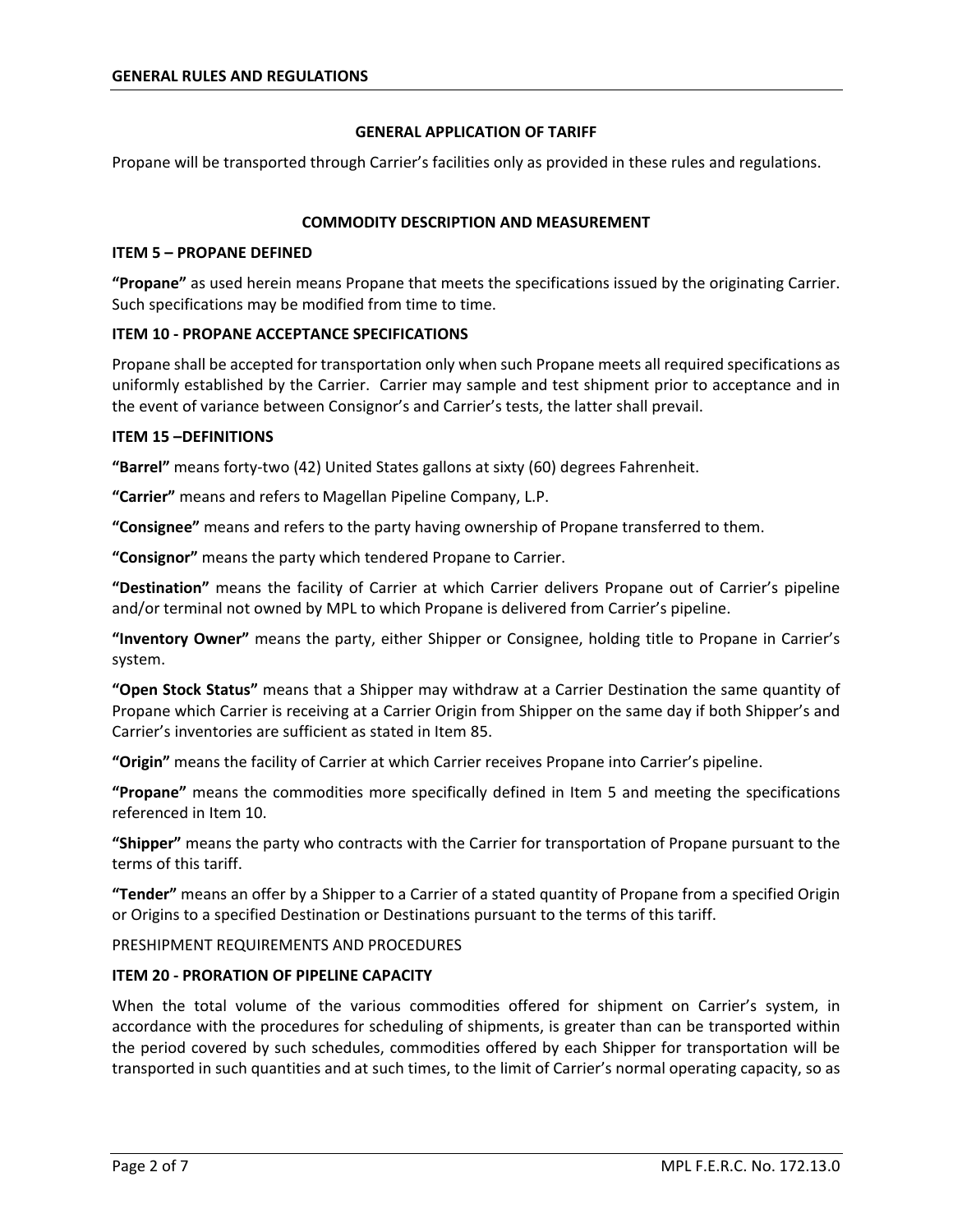## GENERAL RULES AND REGULATIONS

### GENERAL APPLICATION OF TARIFF

Propane will be transported through Carrier's facilities only as provided in these rules and regulations.

### COMMODITY DESCRIPTION AND MEASUREMENT

**ITEM 5 – PROPANE DEFINED**

**"Propane"** as used herein means Propane that meets the specifications issued by the originating Carrier. Such specifications may be modified from time to time.

**ITEM 10 - PROPANE ACCEPTANCE SPECIFICATIONS**

Propane shall be accepted for transportation only when such Propane meets all required specifications as uniformly established by the Carrier. Carrier may sample and test shipment prior to acceptance and in the event of variance between Consignor's and Carrier's tests, the latter shall prevail.

**ITEM 15 –DEFINITIONS**

**"Barrel"** means forty-two (42) United States gallons at sixty (60) degrees Fahrenheit.

**"Carrier"** means and refers to Magellan Pipeline Company, L.P.

**"Consignee"** means and refers to the party having ownership of Propane transferred to them.

**"Consignor"** means the party which tendered Propane to Carrier.

**"Destination"** means the facility of Carrier at which Carrier delivers Propane out of Carrier's pipeline and/or terminal not owned by MPL to which Propane is delivered from Carrier's pipeline.

**"Inventory Owner"** means the party, either Shipper or Consignee, holding title to Propane in Carrier's system.

**"Open Stock Status"** means that a Shipper may withdraw at a Carrier Destination the same quantity of Propane which Carrier is receiving at a Carrier Origin from Shipper on the same day if both Shipper's and Carrier's inventories are sufficient as stated in Item 85.

**"Origin"** means the facility of Carrier at which Carrier receives Propane into Carrier's pipeline.

**"Propane"** means the commodities more specifically defined in Item 5 and meeting the specifications referenced in Item 10.

**"Shipper"** means the party who contracts with the Carrier for transportation of Propane pursuant to the terms of this tariff.

**"Tender"** means an offer by a Shipper to a Carrier of a stated quantity of Propane from a specified Origin or Origins to a specified Destination or Destinations pursuant to the terms of this tariff.

PRESHIPMENT REQUIREMENTS AND PROCEDURES

**ITEM 20 - PRORATION OF PIPELINE CAPACITY**

When the total volume of the various commodities offered for shipment on Carrier's system, in accordance with the procedures for scheduling of shipments, is greater than can be transported within the period covered by such schedules, commodities offered by each Shipper for transportation will be transported in such quantities and at such times, to the limit of Carrier's normal operating capacity, so as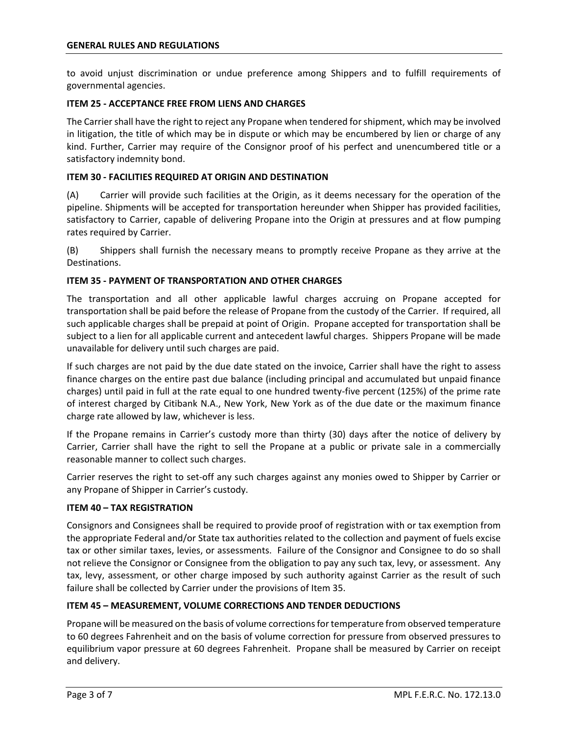to avoid unjust discrimination or undue preference among Shippers and to fulfill requirements of governmental agencies.

**ITEM 25 - ACCEPTANCE FREE FROM LIENS AND CHARGES**

The Carrier shall have the right to reject any Propane when tendered for shipment, which may be involved in litigation, the title of which may be in dispute or which may be encumbered by lien or charge of any kind. Further, Carrier may require of the Consignor proof of his perfect and unencumbered title or a satisfactory indemnity bond.

**ITEM 30 - FACILITIES REQUIRED AT ORIGIN AND DESTINATION**

(A) Carrier will provide such facilities at the Origin, as it deems necessary for the operation of the pipeline. Shipments will be accepted for transportation hereunder when Shipper has provided facilities, satisfactory to Carrier, capable of delivering Propane into the Origin at pressures and at flow pumping rates required by Carrier.

(B) Shippers shall furnish the necessary means to promptly receive Propane as they arrive at the Destinations.

**ITEM 35 - PAYMENT OF TRANSPORTATION AND OTHER CHARGES**

The transportation and all other applicable lawful charges accruing on Propane accepted for transportation shall be paid before the release of Propane from the custody of the Carrier. If required, all such applicable charges shall be prepaid at point of Origin. Propane accepted for transportation shall be subject to a lien for all applicable current and antecedent lawful charges. Shippers Propane will be made unavailable for delivery until such charges are paid.

If such charges are not paid by the due date stated on the invoice, Carrier shall have the right to assess finance charges on the entire past due balance (including principal and accumulated but unpaid finance charges) until paid in full at the rate equal to one hundred twenty-five percent (125%) of the prime rate of interest charged by Citibank N.A., New York, New York as of the due date or the maximum finance charge rate allowed by law, whichever is less.

If the Propane remains in Carrier's custody more than thirty (30) days after the notice of delivery by Carrier, Carrier shall have the right to sell the Propane at a public or private sale in a commercially reasonable manner to collect such charges.

Carrier reserves the right to set-off any such charges against any monies owed to Shipper by Carrier or any Propane of Shipper in Carrier's custody.

**ITEM 40 – TAX REGISTRATION**

Consignors and Consignees shall be required to provide proof of registration with or tax exemption from the appropriate Federal and/or State tax authorities related to the collection and payment of fuels excise tax or other similar taxes, levies, or assessments. Failure of the Consignor and Consignee to do so shall not relieve the Consignor or Consignee from the obligation to pay any such tax, levy, or assessment. Any tax, levy, assessment, or other charge imposed by such authority against Carrier as the result of such failure shall be collected by Carrier under the provisions of Item 35.

**ITEM 45 – MEASUREMENT, VOLUME CORRECTIONS AND TENDER DEDUCTIONS**

Propane will be measured on the basis of volume corrections for temperature from observed temperature to 60 degrees Fahrenheit and on the basis of volume correction for pressure from observed pressures to equilibrium vapor pressure at 60 degrees Fahrenheit. Propane shall be measured by Carrier on receipt and delivery.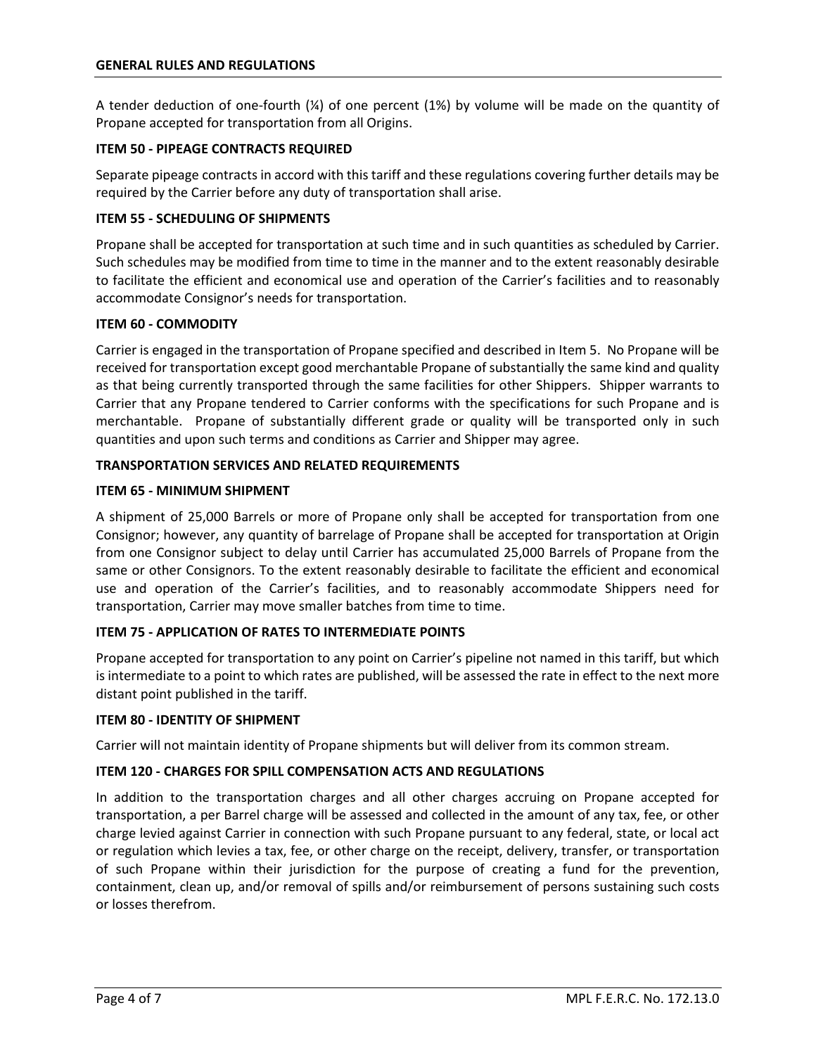## GENERAL RULES AND REGULATIONS

A tender deduction of one-fourth (¼) of one percent (1%) by volume will be made on the quantity of Propane accepted for transportation from all Origins.

### ITEM 50 - PIPEAGE CONTRACTS REQUIRED

Separate pipeage contracts in accord with this tariff and these regulations covering further details may be required by the Carrier before any duty of transportation shall arise.

### ITEM 55 - SCHEDULING OF SHIPMENTS

Propane shall be accepted for transportation at such time and in such quantities as scheduled by Carrier. Such schedules may be modified from time to time in the manner and to the extent reasonably desirable to facilitate the efficient and economical use and operation of the Carrier's facilities and to reasonably accommodate Consignor's needs for transportation.

### ITEM 60 - COMMODITY

Carrier is engaged in the transportation of Propane specified and described in Item 5. No Propane will be received for transportation except good merchantable Propane of substantially the same kind and quality as that being currently transported through the same facilities for other Shippers. Shipper warrants to Carrier that any Propane tendered to Carrier conforms with the specifications for such Propane and is merchantable. Propane of substantially different grade or quality will be transported only in such quantities and upon such terms and conditions as Carrier and Shipper may agree.

## TRANSPORTATION SERVICES AND RELATED REQUIREMENTS

### ITEM 65 - MINIMUM SHIPMENT

A shipment of 25,000 Barrels or more of Propane only shall be accepted for transportation from one Consignor; however, any quantity of barrelage of Propane shall be accepted for transportation at Origin from one Consignor subject to delay until Carrier has accumulated 25,000 Barrels of Propane from the same or other Consignors. To the extent reasonably desirable to facilitate the efficient and economical use and operation of the Carrier's facilities, and to reasonably accommodate Shippers need for transportation, Carrier may move smaller batches from time to time.

### ITEM 75 - APPLICATION OF RATES TO INTERMEDIATE POINTS

Propane accepted for transportation to any point on Carrier's pipeline not named in this tariff, but which is intermediate to a point to which rates are published, will be assessed the rate in effect to the next more distant point published in the tariff.

### ITEM 80 - IDENTITY OF SHIPMENT

Carrier will not maintain identity of Propane shipments but will deliver from its common stream.

### ITEM 120 - CHARGES FOR SPILL COMPENSATION ACTS AND REGULATIONS

In addition to the transportation charges and all other charges accruing on Propane accepted for transportation, a per Barrel charge will be assessed and collected in the amount of any tax, fee, or other charge levied against Carrier in connection with such Propane pursuant to any federal, state, or local act or regulation which levies a tax, fee, or other charge on the receipt, delivery, transfer, or transportation of such Propane within their jurisdiction for the purpose of creating a fund for the prevention, containment, clean up, and/or removal of spills and/or reimbursement of persons sustaining such costs or losses therefrom.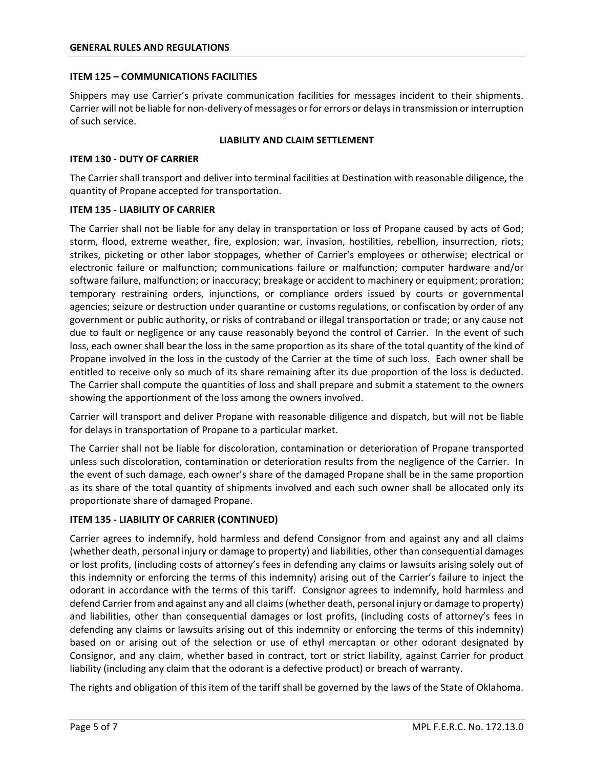## GENERAL RULES AND REGULATIONS

### ITEM 125 – COMMUNICATIONS FACILITIES

Shippers may use Carrier's private communication facilities for messages incident to their shipments. Carrier will not be liable for non-delivery of messages or for errors or delays in transmission or interruption of such service.

### LIABILITY AND CLAIM SETTLEMENT

### ITEM 130 - DUTY OF CARRIER

The Carrier shall transport and deliver into terminal facilities at Destination with reasonable diligence, the quantity of Propane accepted for transportation.

### ITEM 135 - LIABILITY OF CARRIER

The Carrier shall not be liable for any delay in transportation or loss of Propane caused by acts of God; storm, flood, extreme weather, fire, explosion; war, invasion, hostilities, rebellion, insurrection, riots; strikes, picketing or other labor stoppages, whether of Carrier's employees or otherwise; electrical or electronic failure or malfunction; communications failure or malfunction; computer hardware and/or software failure, malfunction; or inaccuracy; breakage or accident to machinery or equipment; proration; temporary restraining orders, injunctions, or compliance orders issued by courts or governmental agencies; seizure or destruction under quarantine or customs regulations, or confiscation by order of any government or public authority, or risks of contraband or illegal transportation or trade; or any cause not due to fault or negligence or any cause reasonably beyond the control of Carrier. In the event of such loss, each owner shall bear the loss in the same proportion as its share of the total quantity of the kind of Propane involved in the loss in the custody of the Carrier at the time of such loss. Each owner shall be entitled to receive only so much of its share remaining after its due proportion of the loss is deducted. The Carrier shall compute the quantities of loss and shall prepare and submit a statement to the owners showing the apportionment of the loss among the owners involved.

Carrier will transport and deliver Propane with reasonable diligence and dispatch, but will not be liable for delays in transportation of Propane to a particular market.

The Carrier shall not be liable for discoloration, contamination or deterioration of Propane transported unless such discoloration, contamination or deterioration results from the negligence of the Carrier. In the event of such damage, each owner's share of the damaged Propane shall be in the same proportion as its share of the total quantity of shipments involved and each such owner shall be allocated only its proportionate share of damaged Propane.

### ITEM 135 - LIABILITY OF CARRIER (CONTINUED)

Carrier agrees to indemnify, hold harmless and defend Consignor from and against any and all claims (whether death, personal injury or damage to property) and liabilities, other than consequential damages or lost profits, (including costs of attorney's fees in defending any claims or lawsuits arising solely out of this indemnity or enforcing the terms of this indemnity) arising out of the Carrier's failure to inject the odorant in accordance with the terms of this tariff. Consignor agrees to indemnify, hold harmless and defend Carrier from and against any and all claims (whether death, personal injury or damage to property) and liabilities, other than consequential damages or lost profits, (including costs of attorney's fees in defending any claims or lawsuits arising out of this indemnity or enforcing the terms of this indemnity) based on or arising out of the selection or use of ethyl mercaptan or other odorant designated by Consignor, and any claim, whether based in contract, tort or strict liability, against Carrier for product liability (including any claim that the odorant is a defective product) or breach of warranty.

The rights and obligation of this item of the tariff shall be governed by the laws of the State of Oklahoma.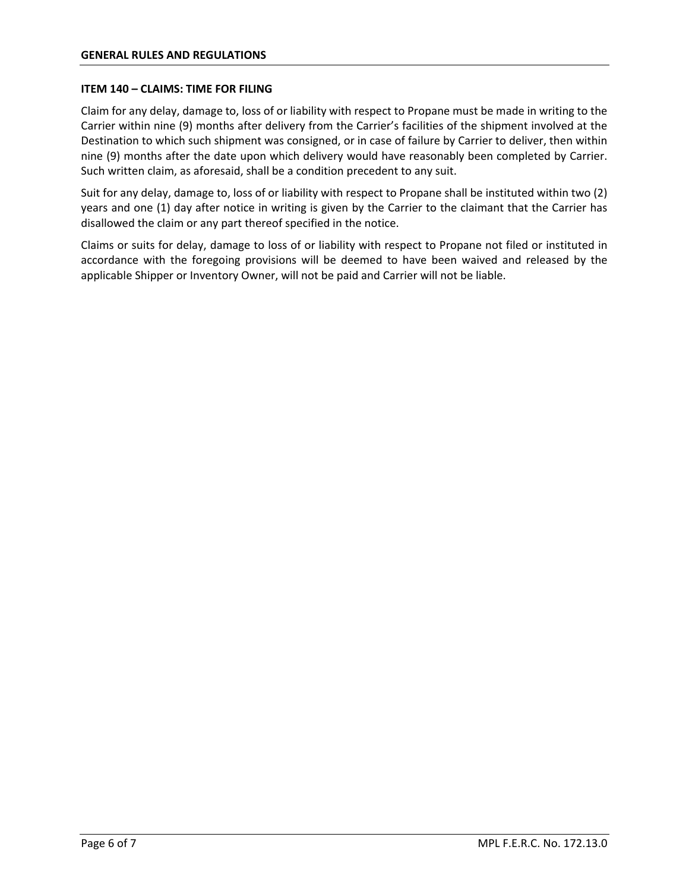### ITEM 140 – CLAIMS: TIME FOR FILING

Claim for any delay, damage to, loss of or liability with respect to Propane must be made in writing to the Carrier within nine (9) months after delivery from the Carrier's facilities of the shipment involved at the Destination to which such shipment was consigned, or in case of failure by Carrier to deliver, then within nine (9) months after the date upon which delivery would have reasonably been completed by Carrier. Such written claim, as aforesaid, shall be a condition precedent to any suit.

Suit for any delay, damage to, loss of or liability with respect to Propane shall be instituted within two (2) years and one (1) day after notice in writing is given by the Carrier to the claimant that the Carrier has disallowed the claim or any part thereof specified in the notice.

Claims or suits for delay, damage to loss of or liability with respect to Propane not filed or instituted in accordance with the foregoing provisions will be deemed to have been waived and released by the applicable Shipper or Inventory Owner, will not be paid and Carrier will not be liable.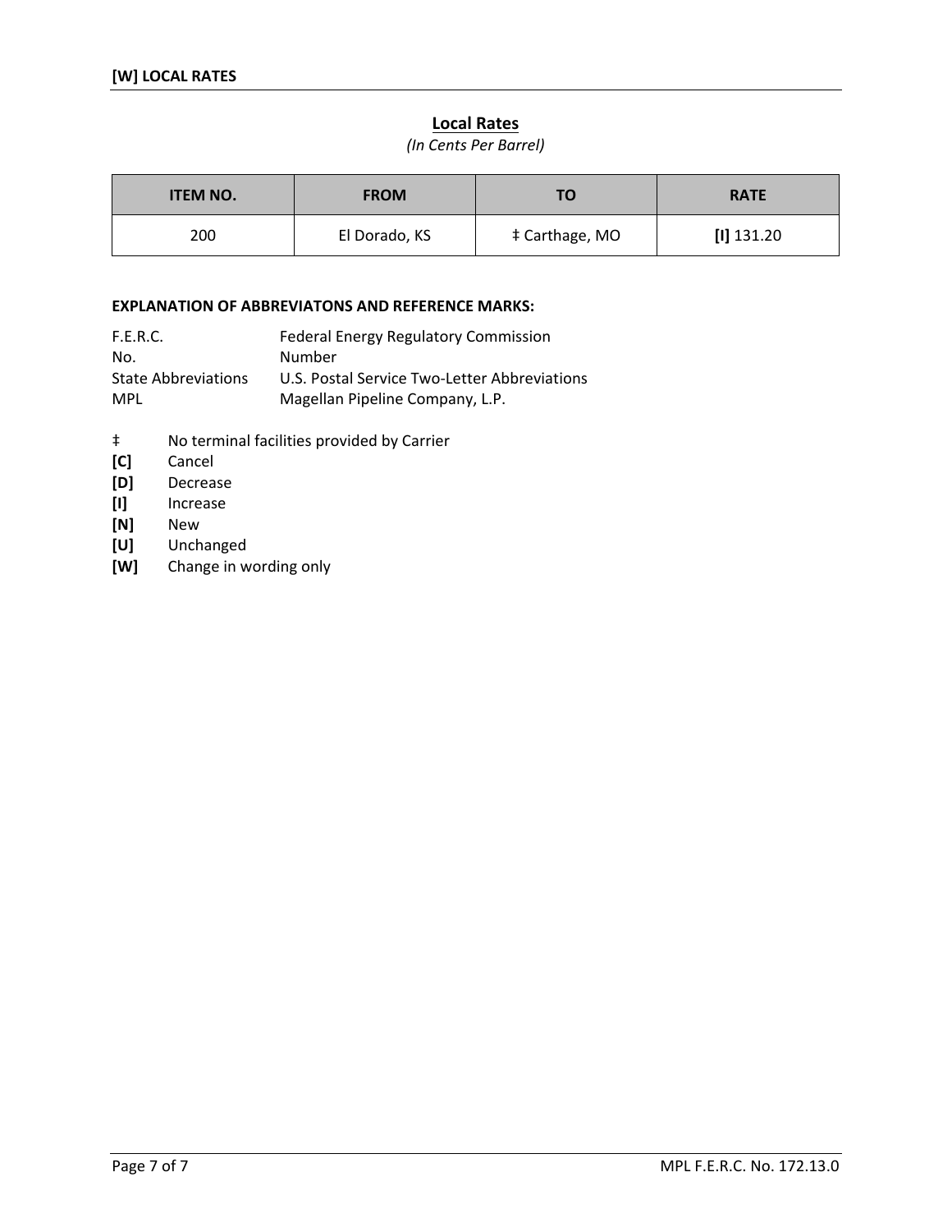## [W] LOCAL RATES

### Local Rates

*(In Cents Per Barrel)*

| ITEM NO. | FROM | TO | RATE |
|---|---|---|---|
| 200 | El Dorado, KS | ‡ Carthage, MO | **[I]** 131.20 |

**EXPLANATION OF ABBREVIATONS AND REFERENCE MARKS:**

| | |
|---|---|
| F.E.R.C. | Federal Energy Regulatory Commission |
| No. | Number |
| State Abbreviations | U.S. Postal Service Two-Letter Abbreviations |
| MPL | Magellan Pipeline Company, L.P. |

‡ No terminal facilities provided by Carrier
**[C]** Cancel
**[D]** Decrease
**[I]** Increase
**[N]** New
**[U]** Unchanged
**[W]** Change in wording only